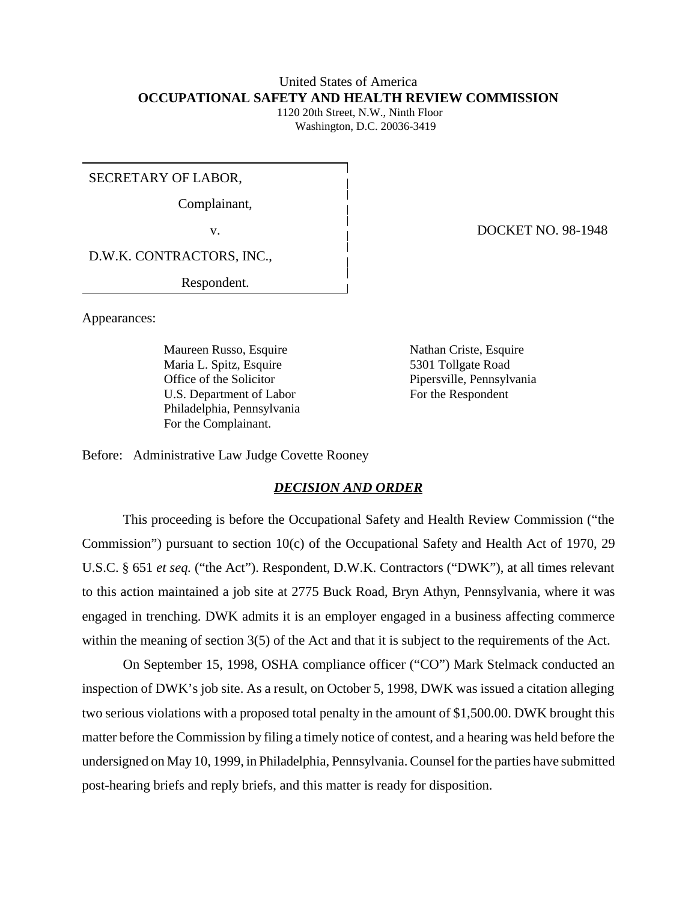United States of America
**OCCUPATIONAL SAFETY AND HEALTH REVIEW COMMISSION**
1120 20th Street, N.W., Ninth Floor
Washington, D.C. 20036-3419

SECRETARY OF LABOR,

Complainant,

v.

D.W.K. CONTRACTORS, INC.,

Respondent.

DOCKET NO. 98-1948

Appearances:

Maureen Russo, Esquire
Maria L. Spitz, Esquire
Office of the Solicitor
U.S. Department of Labor
Philadelphia, Pennsylvania
For the Complainant.

Nathan Criste, Esquire
5301 Tollgate Road
Pipersville, Pennsylvania
For the Respondent

Before: Administrative Law Judge Covette Rooney

## ***DECISION AND ORDER***

This proceeding is before the Occupational Safety and Health Review Commission ("the Commission") pursuant to section 10(c) of the Occupational Safety and Health Act of 1970, 29 U.S.C. § 651 *et seq.* ("the Act"). Respondent, D.W.K. Contractors ("DWK"), at all times relevant to this action maintained a job site at 2775 Buck Road, Bryn Athyn, Pennsylvania, where it was engaged in trenching. DWK admits it is an employer engaged in a business affecting commerce within the meaning of section 3(5) of the Act and that it is subject to the requirements of the Act.

On September 15, 1998, OSHA compliance officer ("CO") Mark Stelmack conducted an inspection of DWK's job site. As a result, on October 5, 1998, DWK was issued a citation alleging two serious violations with a proposed total penalty in the amount of $1,500.00. DWK brought this matter before the Commission by filing a timely notice of contest, and a hearing was held before the undersigned on May 10, 1999, in Philadelphia, Pennsylvania. Counsel for the parties have submitted post-hearing briefs and reply briefs, and this matter is ready for disposition.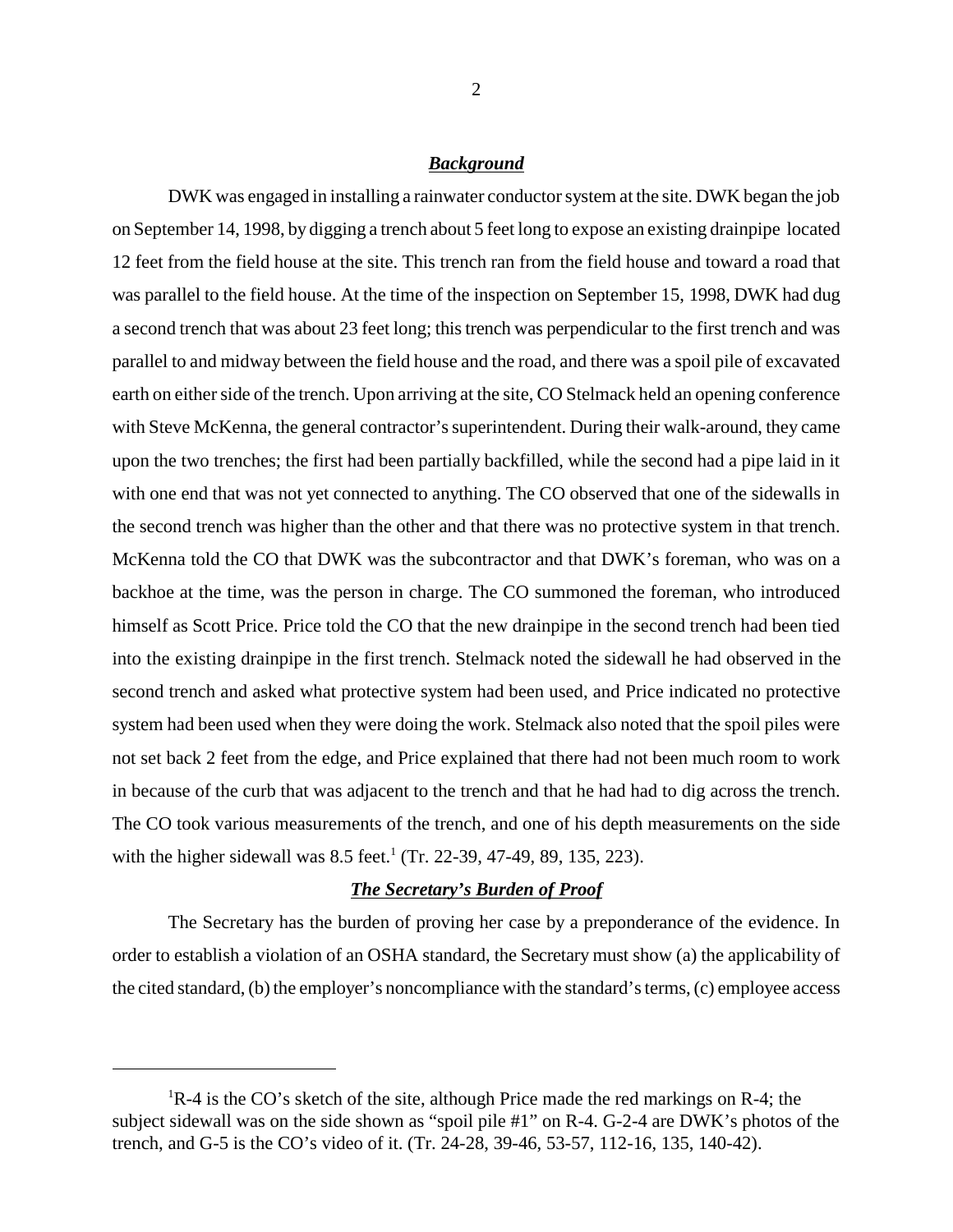## ***Background***

DWK was engaged in installing a rainwater conductor system at the site. DWK began the job on September 14, 1998, by digging a trench about 5 feet long to expose an existing drainpipe located 12 feet from the field house at the site. This trench ran from the field house and toward a road that was parallel to the field house. At the time of the inspection on September 15, 1998, DWK had dug a second trench that was about 23 feet long; this trench was perpendicular to the first trench and was parallel to and midway between the field house and the road, and there was a spoil pile of excavated earth on either side of the trench. Upon arriving at the site, CO Stelmack held an opening conference with Steve McKenna, the general contractor's superintendent. During their walk-around, they came upon the two trenches; the first had been partially backfilled, while the second had a pipe laid in it with one end that was not yet connected to anything. The CO observed that one of the sidewalls in the second trench was higher than the other and that there was no protective system in that trench. McKenna told the CO that DWK was the subcontractor and that DWK's foreman, who was on a backhoe at the time, was the person in charge. The CO summoned the foreman, who introduced himself as Scott Price. Price told the CO that the new drainpipe in the second trench had been tied into the existing drainpipe in the first trench. Stelmack noted the sidewall he had observed in the second trench and asked what protective system had been used, and Price indicated no protective system had been used when they were doing the work. Stelmack also noted that the spoil piles were not set back 2 feet from the edge, and Price explained that there had not been much room to work in because of the curb that was adjacent to the trench and that he had had to dig across the trench. The CO took various measurements of the trench, and one of his depth measurements on the side with the higher sidewall was 8.5 feet.[1] (Tr. 22-39, 47-49, 89, 135, 223).

## ***The Secretary's Burden of Proof***

The Secretary has the burden of proving her case by a preponderance of the evidence. In order to establish a violation of an OSHA standard, the Secretary must show (a) the applicability of the cited standard, (b) the employer's noncompliance with the standard's terms, (c) employee access

---

[1] R-4 is the CO's sketch of the site, although Price made the red markings on R-4; the subject sidewall was on the side shown as "spoil pile #1" on R-4. G-2-4 are DWK's photos of the trench, and G-5 is the CO's video of it. (Tr. 24-28, 39-46, 53-57, 112-16, 135, 140-42).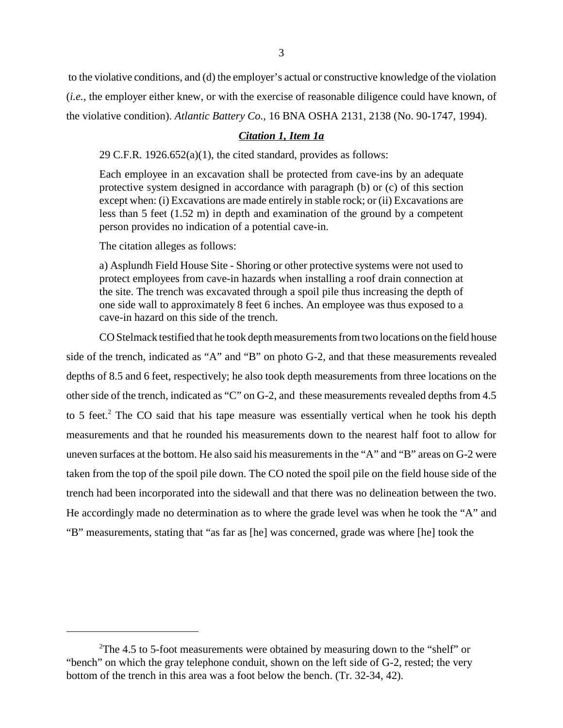to the violative conditions, and (d) the employer's actual or constructive knowledge of the violation (*i.e.*, the employer either knew, or with the exercise of reasonable diligence could have known, of the violative condition). *Atlantic Battery Co.*, 16 BNA OSHA 2131, 2138 (No. 90-1747, 1994).

## ***Citation 1, Item 1a***

29 C.F.R. 1926.652(a)(1), the cited standard, provides as follows:

> Each employee in an excavation shall be protected from cave-ins by an adequate protective system designed in accordance with paragraph (b) or (c) of this section except when: (i) Excavations are made entirely in stable rock; or (ii) Excavations are less than 5 feet (1.52 m) in depth and examination of the ground by a competent person provides no indication of a potential cave-in.

The citation alleges as follows:

> a) Asplundh Field House Site - Shoring or other protective systems were not used to protect employees from cave-in hazards when installing a roof drain connection at the site. The trench was excavated through a spoil pile thus increasing the depth of one side wall to approximately 8 feet 6 inches. An employee was thus exposed to a cave-in hazard on this side of the trench.

CO Stelmack testified that he took depth measurements from two locations on the field house side of the trench, indicated as "A" and "B" on photo G-2, and that these measurements revealed depths of 8.5 and 6 feet, respectively; he also took depth measurements from three locations on the other side of the trench, indicated as "C" on G-2, and these measurements revealed depths from 4.5 to 5 feet.[2] The CO said that his tape measure was essentially vertical when he took his depth measurements and that he rounded his measurements down to the nearest half foot to allow for uneven surfaces at the bottom. He also said his measurements in the "A" and "B" areas on G-2 were taken from the top of the spoil pile down. The CO noted the spoil pile on the field house side of the trench had been incorporated into the sidewall and that there was no delineation between the two. He accordingly made no determination as to where the grade level was when he took the "A" and "B" measurements, stating that "as far as [he] was concerned, grade was where [he] took the

---

[2]The 4.5 to 5-foot measurements were obtained by measuring down to the "shelf" or "bench" on which the gray telephone conduit, shown on the left side of G-2, rested; the very bottom of the trench in this area was a foot below the bench. (Tr. 32-34, 42).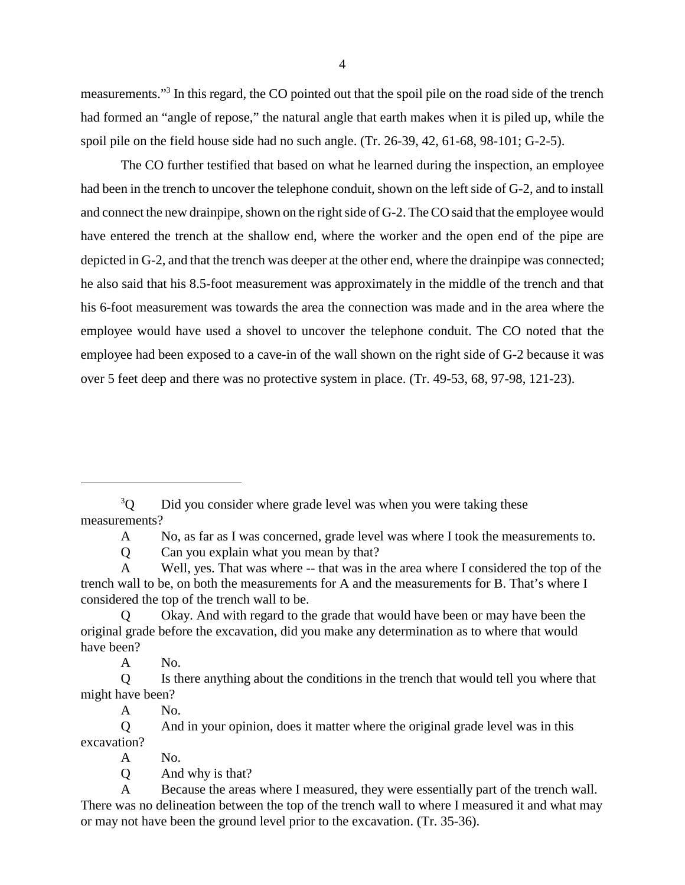measurements."[3] In this regard, the CO pointed out that the spoil pile on the road side of the trench had formed an "angle of repose," the natural angle that earth makes when it is piled up, while the spoil pile on the field house side had no such angle. (Tr. 26-39, 42, 61-68, 98-101; G-2-5).

The CO further testified that based on what he learned during the inspection, an employee had been in the trench to uncover the telephone conduit, shown on the left side of G-2, and to install and connect the new drainpipe, shown on the right side of G-2. The CO said that the employee would have entered the trench at the shallow end, where the worker and the open end of the pipe are depicted in G-2, and that the trench was deeper at the other end, where the drainpipe was connected; he also said that his 8.5-foot measurement was approximately in the middle of the trench and that his 6-foot measurement was towards the area the connection was made and in the area where the employee would have used a shovel to uncover the telephone conduit. The CO noted that the employee had been exposed to a cave-in of the wall shown on the right side of G-2 because it was over 5 feet deep and there was no protective system in place. (Tr. 49-53, 68, 97-98, 121-23).

---

[3]Q Did you consider where grade level was when you were taking these measurements?

A No, as far as I was concerned, grade level was where I took the measurements to.

Q Can you explain what you mean by that?

A Well, yes. That was where -- that was in the area where I considered the top of the trench wall to be, on both the measurements for A and the measurements for B. That's where I considered the top of the trench wall to be.

Q Okay. And with regard to the grade that would have been or may have been the original grade before the excavation, did you make any determination as to where that would have been?

A No.

Q Is there anything about the conditions in the trench that would tell you where that might have been?

A No.

Q And in your opinion, does it matter where the original grade level was in this excavation?

A No.

Q And why is that?

A Because the areas where I measured, they were essentially part of the trench wall. There was no delineation between the top of the trench wall to where I measured it and what may or may not have been the ground level prior to the excavation. (Tr. 35-36).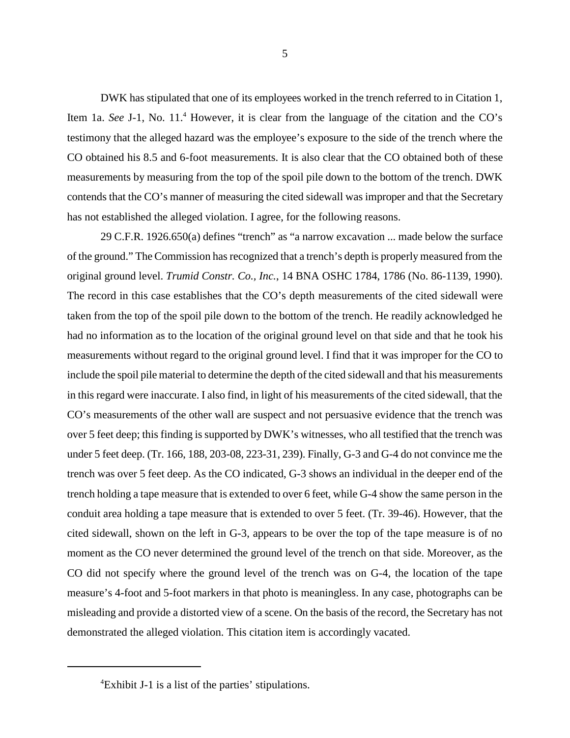DWK has stipulated that one of its employees worked in the trench referred to in Citation 1, Item 1a. *See* J-1, No. 11.[4] However, it is clear from the language of the citation and the CO's testimony that the alleged hazard was the employee's exposure to the side of the trench where the CO obtained his 8.5 and 6-foot measurements. It is also clear that the CO obtained both of these measurements by measuring from the top of the spoil pile down to the bottom of the trench. DWK contends that the CO's manner of measuring the cited sidewall was improper and that the Secretary has not established the alleged violation. I agree, for the following reasons.

29 C.F.R. 1926.650(a) defines "trench" as "a narrow excavation ... made below the surface of the ground." The Commission has recognized that a trench's depth is properly measured from the original ground level. *Trumid Constr. Co., Inc.*, 14 BNA OSHC 1784, 1786 (No. 86-1139, 1990). The record in this case establishes that the CO's depth measurements of the cited sidewall were taken from the top of the spoil pile down to the bottom of the trench. He readily acknowledged he had no information as to the location of the original ground level on that side and that he took his measurements without regard to the original ground level. I find that it was improper for the CO to include the spoil pile material to determine the depth of the cited sidewall and that his measurements in this regard were inaccurate. I also find, in light of his measurements of the cited sidewall, that the CO's measurements of the other wall are suspect and not persuasive evidence that the trench was over 5 feet deep; this finding is supported by DWK's witnesses, who all testified that the trench was under 5 feet deep. (Tr. 166, 188, 203-08, 223-31, 239). Finally, G-3 and G-4 do not convince me the trench was over 5 feet deep. As the CO indicated, G-3 shows an individual in the deeper end of the trench holding a tape measure that is extended to over 6 feet, while G-4 show the same person in the conduit area holding a tape measure that is extended to over 5 feet. (Tr. 39-46). However, that the cited sidewall, shown on the left in G-3, appears to be over the top of the tape measure is of no moment as the CO never determined the ground level of the trench on that side. Moreover, as the CO did not specify where the ground level of the trench was on G-4, the location of the tape measure's 4-foot and 5-foot markers in that photo is meaningless. In any case, photographs can be misleading and provide a distorted view of a scene. On the basis of the record, the Secretary has not demonstrated the alleged violation. This citation item is accordingly vacated.

---

[4]Exhibit J-1 is a list of the parties' stipulations.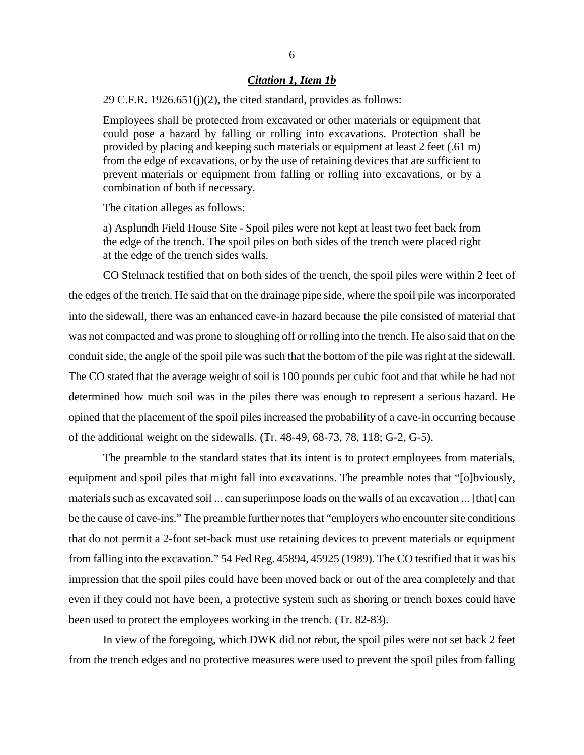***Citation 1, Item 1b***

29 C.F.R. 1926.651(j)(2), the cited standard, provides as follows:

> Employees shall be protected from excavated or other materials or equipment that could pose a hazard by falling or rolling into excavations. Protection shall be provided by placing and keeping such materials or equipment at least 2 feet (.61 m) from the edge of excavations, or by the use of retaining devices that are sufficient to prevent materials or equipment from falling or rolling into excavations, or by a combination of both if necessary.

The citation alleges as follows:

> a) Asplundh Field House Site - Spoil piles were not kept at least two feet back from the edge of the trench. The spoil piles on both sides of the trench were placed right at the edge of the trench sides walls.

CO Stelmack testified that on both sides of the trench, the spoil piles were within 2 feet of the edges of the trench. He said that on the drainage pipe side, where the spoil pile was incorporated into the sidewall, there was an enhanced cave-in hazard because the pile consisted of material that was not compacted and was prone to sloughing off or rolling into the trench. He also said that on the conduit side, the angle of the spoil pile was such that the bottom of the pile was right at the sidewall. The CO stated that the average weight of soil is 100 pounds per cubic foot and that while he had not determined how much soil was in the piles there was enough to represent a serious hazard. He opined that the placement of the spoil piles increased the probability of a cave-in occurring because of the additional weight on the sidewalls. (Tr. 48-49, 68-73, 78, 118; G-2, G-5).

The preamble to the standard states that its intent is to protect employees from materials, equipment and spoil piles that might fall into excavations. The preamble notes that "[o]bviously, materials such as excavated soil ... can superimpose loads on the walls of an excavation ... [that] can be the cause of cave-ins." The preamble further notes that "employers who encounter site conditions that do not permit a 2-foot set-back must use retaining devices to prevent materials or equipment from falling into the excavation." 54 Fed Reg. 45894, 45925 (1989). The CO testified that it was his impression that the spoil piles could have been moved back or out of the area completely and that even if they could not have been, a protective system such as shoring or trench boxes could have been used to protect the employees working in the trench. (Tr. 82-83).

In view of the foregoing, which DWK did not rebut, the spoil piles were not set back 2 feet from the trench edges and no protective measures were used to prevent the spoil piles from falling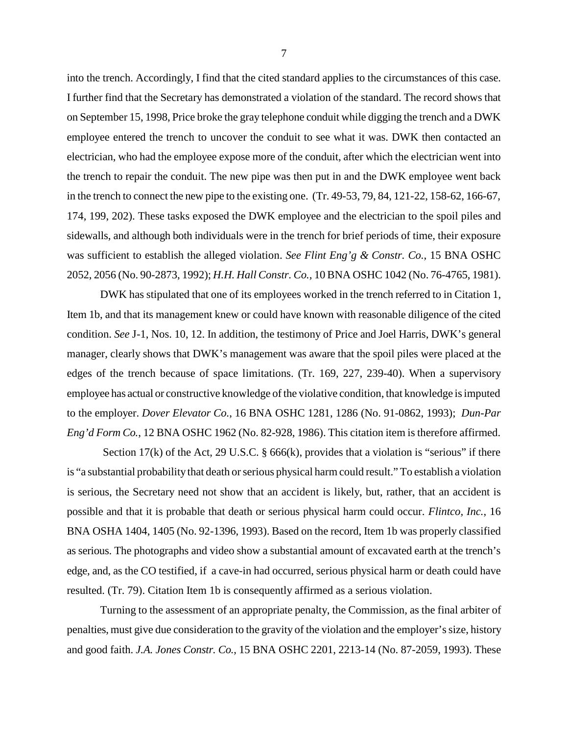into the trench. Accordingly, I find that the cited standard applies to the circumstances of this case. I further find that the Secretary has demonstrated a violation of the standard. The record shows that on September 15, 1998, Price broke the gray telephone conduit while digging the trench and a DWK employee entered the trench to uncover the conduit to see what it was. DWK then contacted an electrician, who had the employee expose more of the conduit, after which the electrician went into the trench to repair the conduit. The new pipe was then put in and the DWK employee went back in the trench to connect the new pipe to the existing one. (Tr. 49-53, 79, 84, 121-22, 158-62, 166-67, 174, 199, 202). These tasks exposed the DWK employee and the electrician to the spoil piles and sidewalls, and although both individuals were in the trench for brief periods of time, their exposure was sufficient to establish the alleged violation. *See Flint Eng'g & Constr. Co.*, 15 BNA OSHC 2052, 2056 (No. 90-2873, 1992); *H.H. Hall Constr. Co.*, 10 BNA OSHC 1042 (No. 76-4765, 1981).

DWK has stipulated that one of its employees worked in the trench referred to in Citation 1, Item 1b, and that its management knew or could have known with reasonable diligence of the cited condition. *See* J-1, Nos. 10, 12. In addition, the testimony of Price and Joel Harris, DWK's general manager, clearly shows that DWK's management was aware that the spoil piles were placed at the edges of the trench because of space limitations. (Tr. 169, 227, 239-40). When a supervisory employee has actual or constructive knowledge of the violative condition, that knowledge is imputed to the employer. *Dover Elevator Co.*, 16 BNA OSHC 1281, 1286 (No. 91-0862, 1993); *Dun-Par Eng'd Form Co.*, 12 BNA OSHC 1962 (No. 82-928, 1986). This citation item is therefore affirmed.

Section 17(k) of the Act, 29 U.S.C. § 666(k), provides that a violation is "serious" if there is "a substantial probability that death or serious physical harm could result." To establish a violation is serious, the Secretary need not show that an accident is likely, but, rather, that an accident is possible and that it is probable that death or serious physical harm could occur. *Flintco, Inc.*, 16 BNA OSHA 1404, 1405 (No. 92-1396, 1993). Based on the record, Item 1b was properly classified as serious. The photographs and video show a substantial amount of excavated earth at the trench's edge, and, as the CO testified, if a cave-in had occurred, serious physical harm or death could have resulted. (Tr. 79). Citation Item 1b is consequently affirmed as a serious violation.

Turning to the assessment of an appropriate penalty, the Commission, as the final arbiter of penalties, must give due consideration to the gravity of the violation and the employer's size, history and good faith. *J.A. Jones Constr. Co.*, 15 BNA OSHC 2201, 2213-14 (No. 87-2059, 1993). These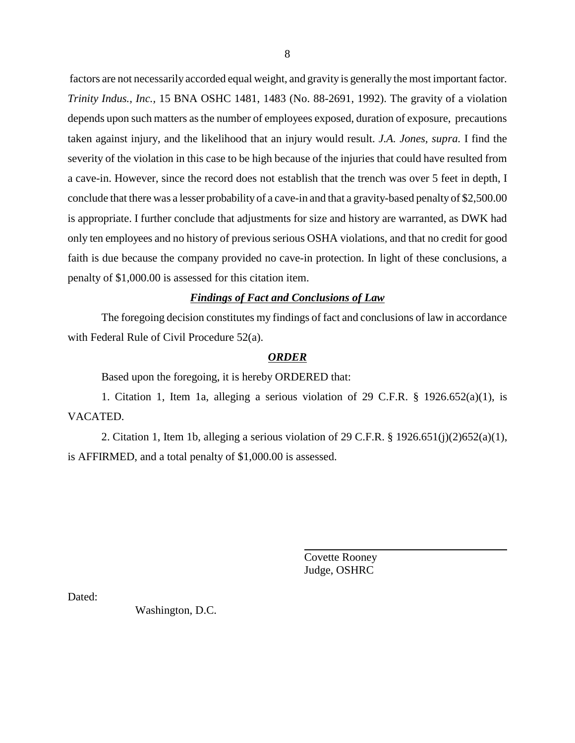factors are not necessarily accorded equal weight, and gravity is generally the most important factor. *Trinity Indus., Inc.*, 15 BNA OSHC 1481, 1483 (No. 88-2691, 1992). The gravity of a violation depends upon such matters as the number of employees exposed, duration of exposure, precautions taken against injury, and the likelihood that an injury would result. *J.A. Jones, supra.* I find the severity of the violation in this case to be high because of the injuries that could have resulted from a cave-in. However, since the record does not establish that the trench was over 5 feet in depth, I conclude that there was a lesser probability of a cave-in and that a gravity-based penalty of $2,500.00 is appropriate. I further conclude that adjustments for size and history are warranted, as DWK had only ten employees and no history of previous serious OSHA violations, and that no credit for good faith is due because the company provided no cave-in protection. In light of these conclusions, a penalty of $1,000.00 is assessed for this citation item.

## ***Findings of Fact and Conclusions of Law***

The foregoing decision constitutes my findings of fact and conclusions of law in accordance with Federal Rule of Civil Procedure 52(a).

## ***ORDER***

Based upon the foregoing, it is hereby ORDERED that:

1. Citation 1, Item 1a, alleging a serious violation of 29 C.F.R. § 1926.652(a)(1), is VACATED.

2. Citation 1, Item 1b, alleging a serious violation of 29 C.F.R. § 1926.651(j)(2)652(a)(1), is AFFIRMED, and a total penalty of $1,000.00 is assessed.

Covette Rooney
Judge, OSHRC

Dated:

Washington, D.C.